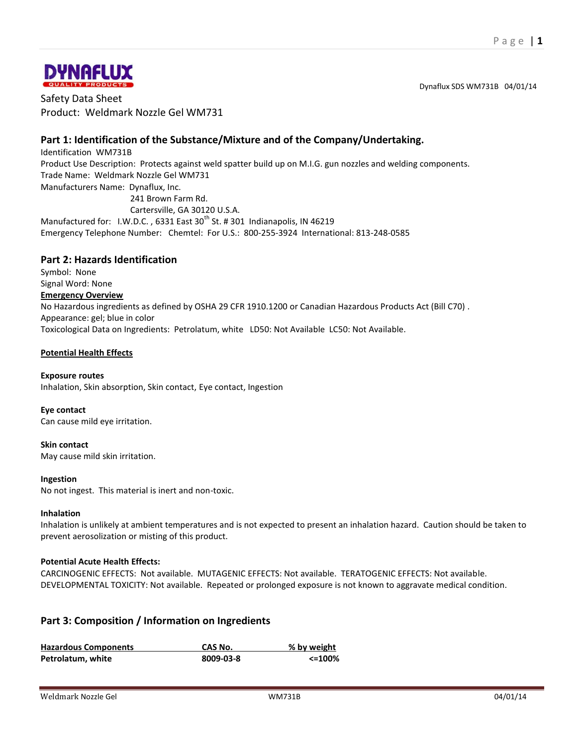DYNAFLUX QUALITY PRODUCTS

Dynaflux SDS WM731B 04/01/14

Safety Data Sheet
Product: Weldmark Nozzle Gel WM731

## Part 1: Identification of the Substance/Mixture and of the Company/Undertaking.

Identification WM731B
Product Use Description: Protects against weld spatter build up on M.I.G. gun nozzles and welding components.
Trade Name: Weldmark Nozzle Gel WM731
Manufacturers Name: Dynaflux, Inc.
241 Brown Farm Rd.
Cartersville, GA 30120 U.S.A.
Manufactured for: I.W.D.C. , 6331 East 30th St. # 301 Indianapolis, IN 46219
Emergency Telephone Number: Chemtel: For U.S.: 800-255-3924 International: 813-248-0585

## Part 2: Hazards Identification

Symbol: None
Signal Word: None

**Emergency Overview**

No Hazardous ingredients as defined by OSHA 29 CFR 1910.1200 or Canadian Hazardous Products Act (Bill C70) .
Appearance: gel; blue in color
Toxicological Data on Ingredients: Petrolatum, white LD50: Not Available LC50: Not Available.

**Potential Health Effects**

**Exposure routes**
Inhalation, Skin absorption, Skin contact, Eye contact, Ingestion

**Eye contact**
Can cause mild eye irritation.

**Skin contact**
May cause mild skin irritation.

**Ingestion**
No not ingest. This material is inert and non-toxic.

**Inhalation**
Inhalation is unlikely at ambient temperatures and is not expected to present an inhalation hazard. Caution should be taken to prevent aerosolization or misting of this product.

**Potential Acute Health Effects:**
CARCINOGENIC EFFECTS: Not available. MUTAGENIC EFFECTS: Not available. TERATOGENIC EFFECTS: Not available. DEVELOPMENTAL TOXICITY: Not available. Repeated or prolonged exposure is not known to aggravate medical condition.

## Part 3: Composition / Information on Ingredients

| Hazardous Components | CAS No. | % by weight |
|---|---|---|
| **Petrolatum, white** | **8009-03-8** | **<=100%** |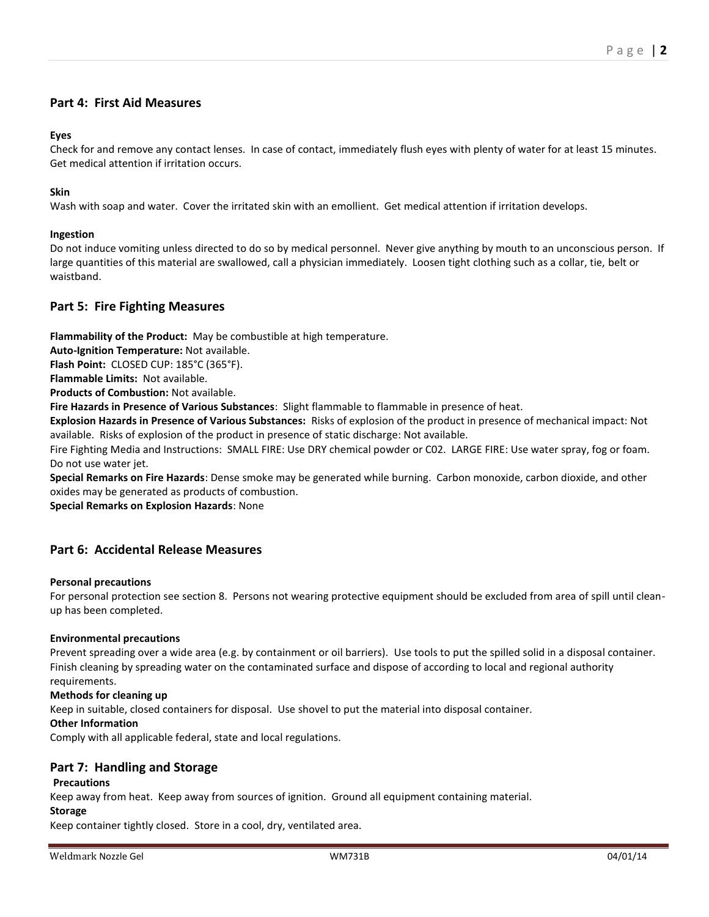## Part 4: First Aid Measures

**Eyes**

Check for and remove any contact lenses. In case of contact, immediately flush eyes with plenty of water for at least 15 minutes. Get medical attention if irritation occurs.

**Skin**

Wash with soap and water. Cover the irritated skin with an emollient. Get medical attention if irritation develops.

**Ingestion**

Do not induce vomiting unless directed to do so by medical personnel. Never give anything by mouth to an unconscious person. If large quantities of this material are swallowed, call a physician immediately. Loosen tight clothing such as a collar, tie, belt or waistband.

## Part 5: Fire Fighting Measures

**Flammability of the Product:** May be combustible at high temperature.
**Auto-Ignition Temperature:** Not available.
**Flash Point:** CLOSED CUP: 185°C (365°F).
**Flammable Limits:** Not available.
**Products of Combustion:** Not available.
**Fire Hazards in Presence of Various Substances**: Slight flammable to flammable in presence of heat.
**Explosion Hazards in Presence of Various Substances:** Risks of explosion of the product in presence of mechanical impact: Not available. Risks of explosion of the product in presence of static discharge: Not available.
Fire Fighting Media and Instructions: SMALL FIRE: Use DRY chemical powder or C02. LARGE FIRE: Use water spray, fog or foam. Do not use water jet.
**Special Remarks on Fire Hazards**: Dense smoke may be generated while burning. Carbon monoxide, carbon dioxide, and other oxides may be generated as products of combustion.
**Special Remarks on Explosion Hazards**: None

## Part 6: Accidental Release Measures

**Personal precautions**

For personal protection see section 8. Persons not wearing protective equipment should be excluded from area of spill until clean-up has been completed.

**Environmental precautions**

Prevent spreading over a wide area (e.g. by containment or oil barriers). Use tools to put the spilled solid in a disposal container. Finish cleaning by spreading water on the contaminated surface and dispose of according to local and regional authority requirements.

**Methods for cleaning up**

Keep in suitable, closed containers for disposal. Use shovel to put the material into disposal container.

**Other Information**

Comply with all applicable federal, state and local regulations.

## Part 7: Handling and Storage

**Precautions**

Keep away from heat. Keep away from sources of ignition. Ground all equipment containing material.

**Storage**

Keep container tightly closed. Store in a cool, dry, ventilated area.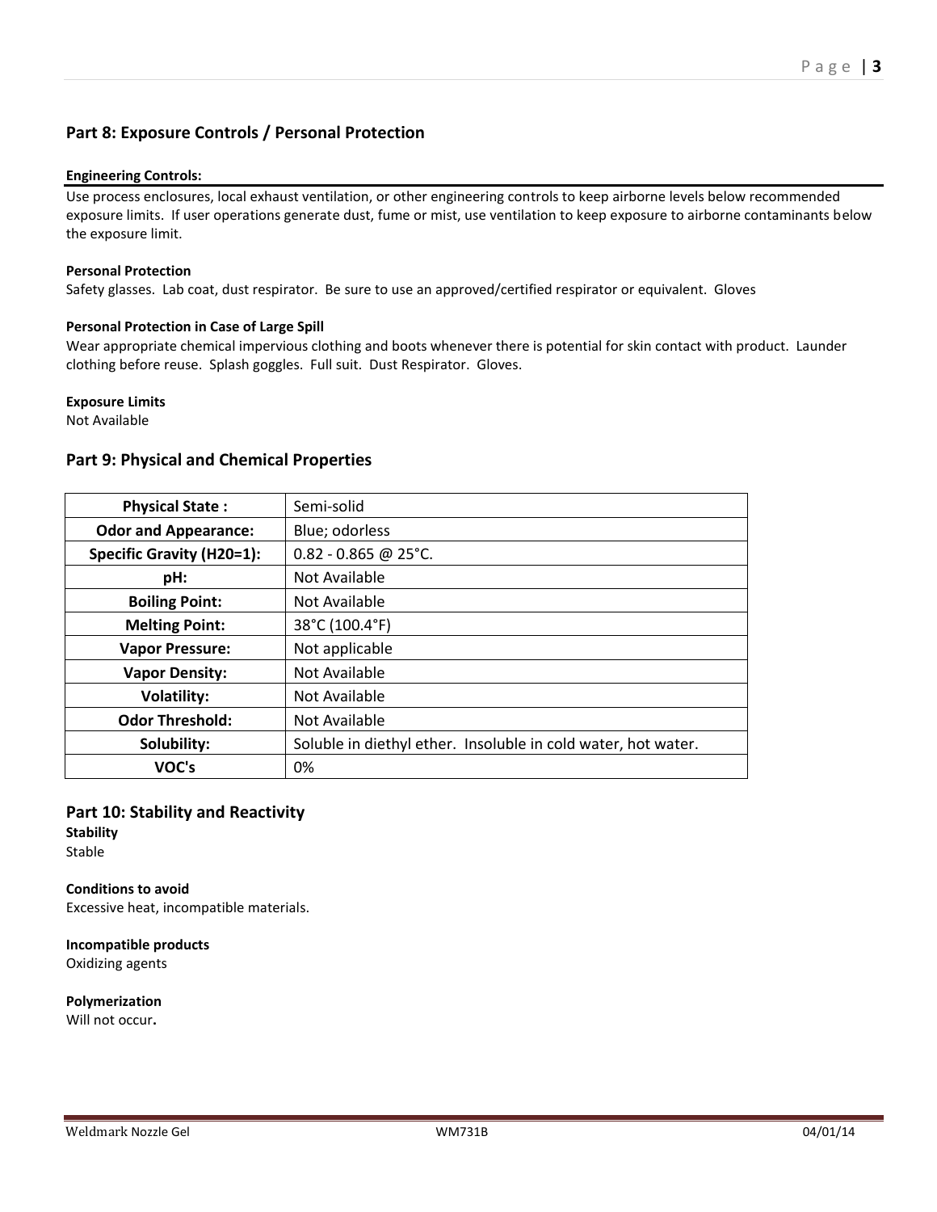## Part 8: Exposure Controls / Personal Protection

#### Engineering Controls:

Use process enclosures, local exhaust ventilation, or other engineering controls to keep airborne levels below recommended exposure limits. If user operations generate dust, fume or mist, use ventilation to keep exposure to airborne contaminants below the exposure limit.

#### Personal Protection

Safety glasses. Lab coat, dust respirator. Be sure to use an approved/certified respirator or equivalent. Gloves

#### Personal Protection in Case of Large Spill

Wear appropriate chemical impervious clothing and boots whenever there is potential for skin contact with product. Launder clothing before reuse. Splash goggles. Full suit. Dust Respirator. Gloves.

#### Exposure Limits

Not Available

## Part 9: Physical and Chemical Properties

| | |
|---|---|
| **Physical State :** | Semi-solid |
| **Odor and Appearance:** | Blue; odorless |
| **Specific Gravity (H20=1):** | 0.82 - 0.865 @ 25°C. |
| **pH:** | Not Available |
| **Boiling Point:** | Not Available |
| **Melting Point:** | 38°C (100.4°F) |
| **Vapor Pressure:** | Not applicable |
| **Vapor Density:** | Not Available |
| **Volatility:** | Not Available |
| **Odor Threshold:** | Not Available |
| **Solubility:** | Soluble in diethyl ether. Insoluble in cold water, hot water. |
| **VOC's** | 0% |

## Part 10: Stability and Reactivity

**Stability**
Stable

**Conditions to avoid**
Excessive heat, incompatible materials.

**Incompatible products**
Oxidizing agents

**Polymerization**
Will not occur**.**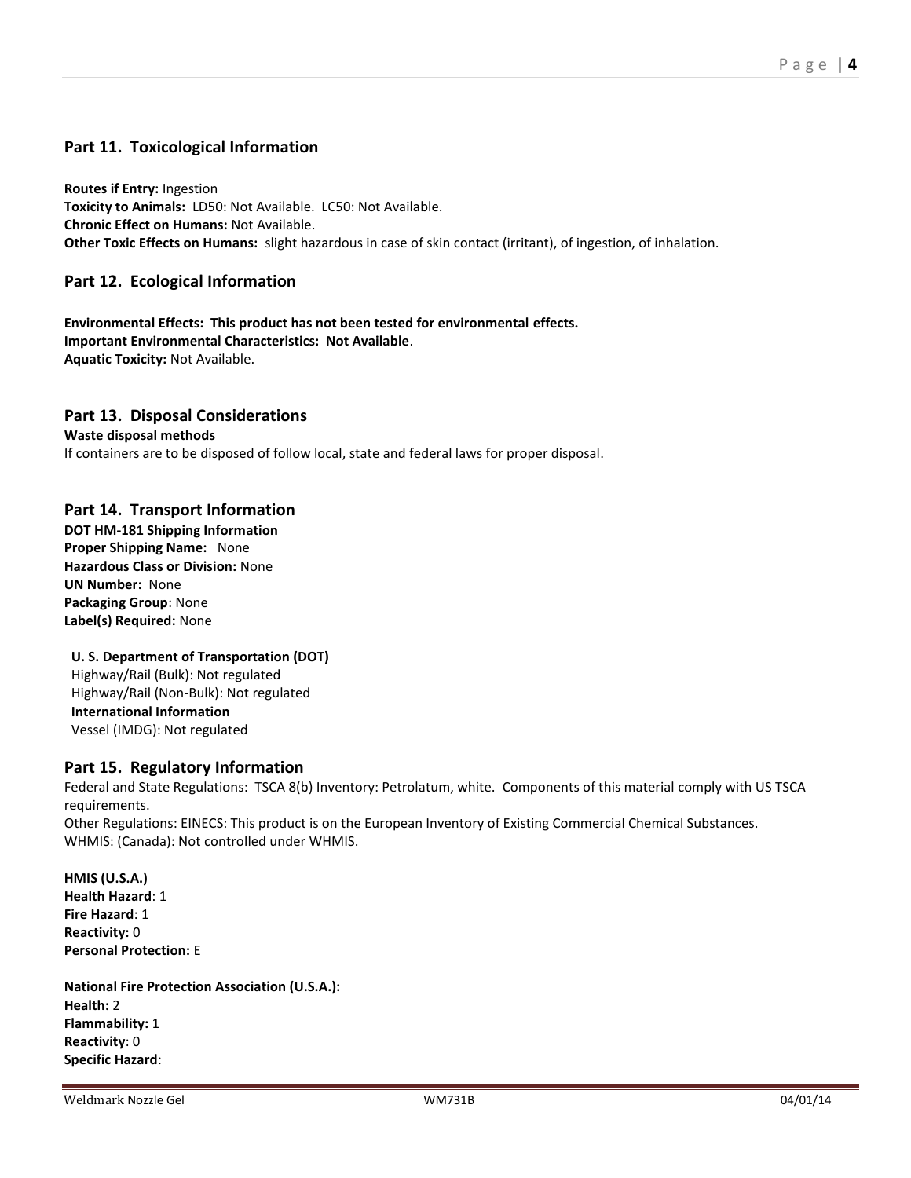## Part 11. Toxicological Information

**Routes if Entry:** Ingestion
**Toxicity to Animals:** LD50: Not Available. LC50: Not Available.
**Chronic Effect on Humans:** Not Available.
**Other Toxic Effects on Humans:** slight hazardous in case of skin contact (irritant), of ingestion, of inhalation.

## Part 12. Ecological Information

**Environmental Effects: This product has not been tested for environmental effects.**
**Important Environmental Characteristics: Not Available**.
**Aquatic Toxicity:** Not Available.

## Part 13. Disposal Considerations

**Waste disposal methods**
If containers are to be disposed of follow local, state and federal laws for proper disposal.

## Part 14. Transport Information

**DOT HM-181 Shipping Information**
**Proper Shipping Name:** None
**Hazardous Class or Division:** None
**UN Number:** None
**Packaging Group**: None
**Label(s) Required:** None

**U. S. Department of Transportation (DOT)**
Highway/Rail (Bulk): Not regulated
Highway/Rail (Non-Bulk): Not regulated
**International Information**
Vessel (IMDG): Not regulated

## Part 15. Regulatory Information

Federal and State Regulations: TSCA 8(b) Inventory: Petrolatum, white. Components of this material comply with US TSCA requirements.
Other Regulations: EINECS: This product is on the European Inventory of Existing Commercial Chemical Substances.
WHMIS: (Canada): Not controlled under WHMIS.

**HMIS (U.S.A.)**
**Health Hazard**: 1
**Fire Hazard**: 1
**Reactivity:** 0
**Personal Protection:** E

**National Fire Protection Association (U.S.A.):**
**Health:** 2
**Flammability:** 1
**Reactivity**: 0
**Specific Hazard**: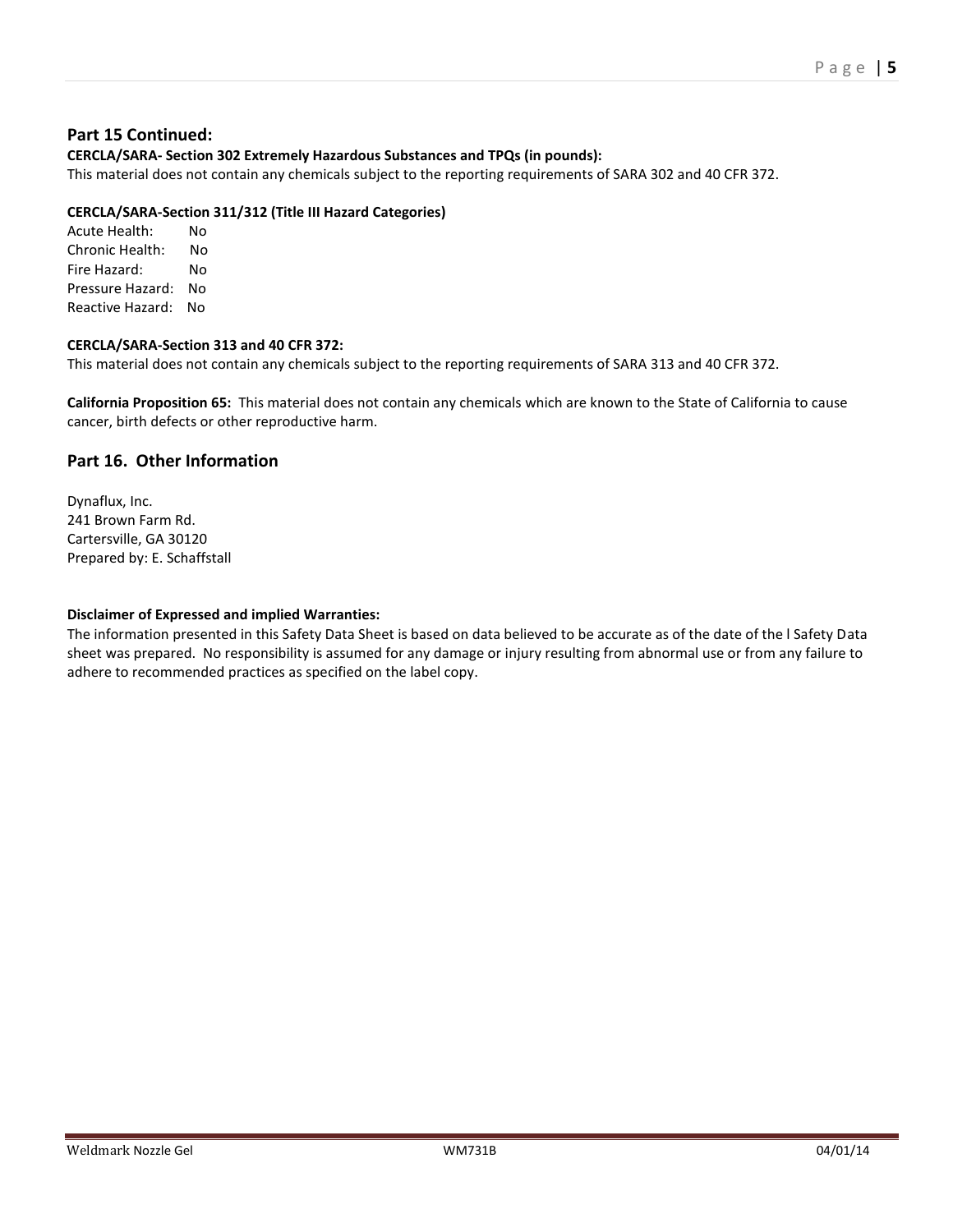## Part 15 Continued:

**CERCLA/SARA- Section 302 Extremely Hazardous Substances and TPQs (in pounds):**

This material does not contain any chemicals subject to the reporting requirements of SARA 302 and 40 CFR 372.

**CERCLA/SARA-Section 311/312 (Title III Hazard Categories)**

Acute Health: No
Chronic Health: No
Fire Hazard: No
Pressure Hazard: No
Reactive Hazard: No

**CERCLA/SARA-Section 313 and 40 CFR 372:**

This material does not contain any chemicals subject to the reporting requirements of SARA 313 and 40 CFR 372.

**California Proposition 65:** This material does not contain any chemicals which are known to the State of California to cause cancer, birth defects or other reproductive harm.

## Part 16. Other Information

Dynaflux, Inc.
241 Brown Farm Rd.
Cartersville, GA 30120
Prepared by: E. Schaffstall

**Disclaimer of Expressed and implied Warranties:**

The information presented in this Safety Data Sheet is based on data believed to be accurate as of the date of the l Safety Data sheet was prepared. No responsibility is assumed for any damage or injury resulting from abnormal use or from any failure to adhere to recommended practices as specified on the label copy.